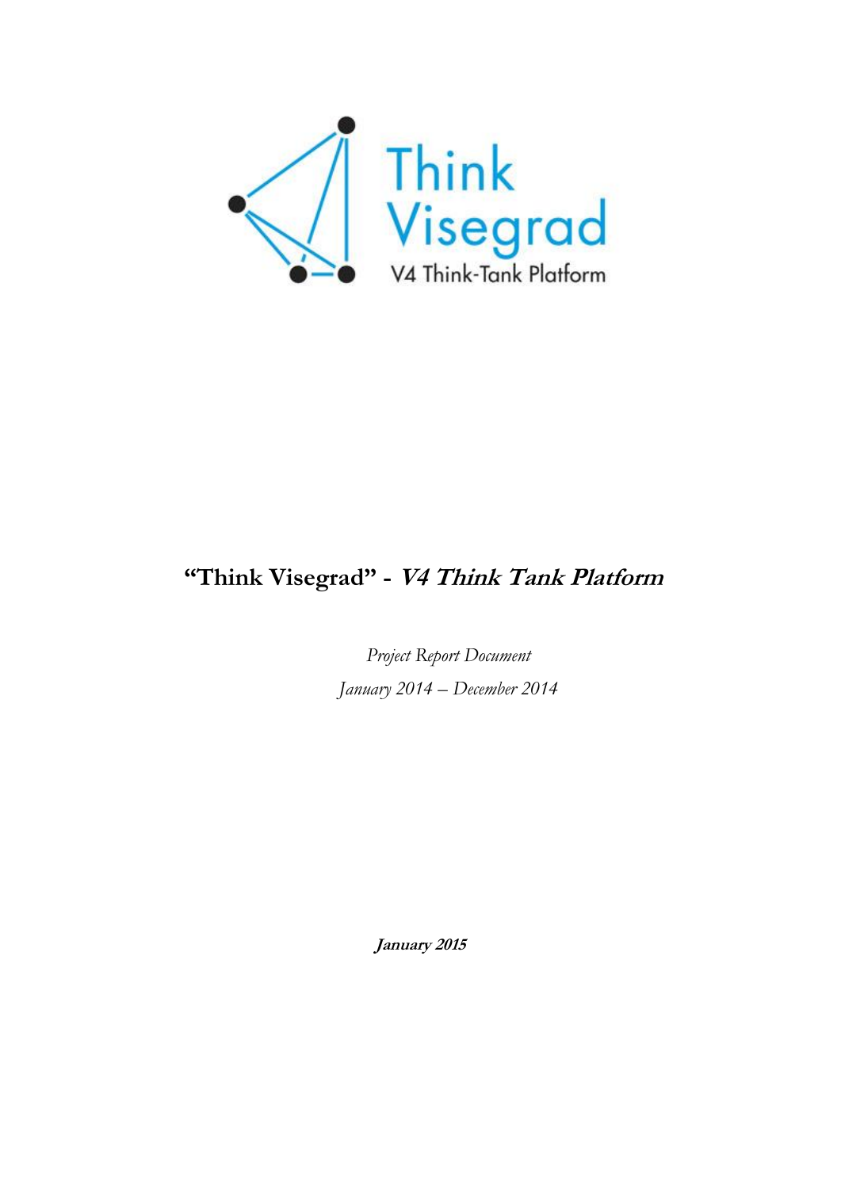Think Visegrad

V4 Think-Tank Platform

# "Think Visegrad" - *V4 Think Tank Platform*

*Project Report Document*

*January 2014 – December 2014*

***January 2015***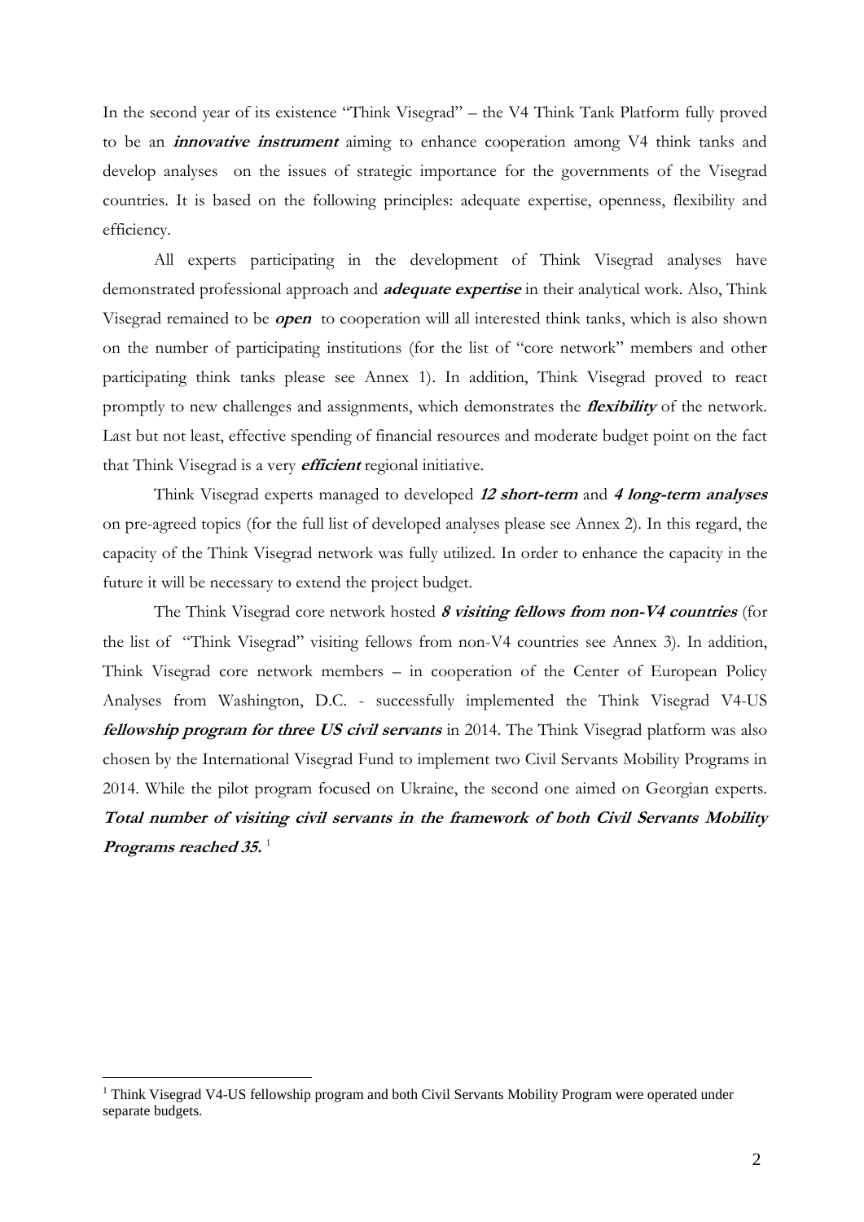In the second year of its existence "Think Visegrad" – the V4 Think Tank Platform fully proved to be an ***innovative instrument*** aiming to enhance cooperation among V4 think tanks and develop analyses on the issues of strategic importance for the governments of the Visegrad countries. It is based on the following principles: adequate expertise, openness, flexibility and efficiency.

All experts participating in the development of Think Visegrad analyses have demonstrated professional approach and ***adequate expertise*** in their analytical work. Also, Think Visegrad remained to be ***open*** to cooperation will all interested think tanks, which is also shown on the number of participating institutions (for the list of "core network" members and other participating think tanks please see Annex 1). In addition, Think Visegrad proved to react promptly to new challenges and assignments, which demonstrates the ***flexibility*** of the network. Last but not least, effective spending of financial resources and moderate budget point on the fact that Think Visegrad is a very ***efficient*** regional initiative.

Think Visegrad experts managed to developed ***12 short-term*** and ***4 long-term analyses*** on pre-agreed topics (for the full list of developed analyses please see Annex 2). In this regard, the capacity of the Think Visegrad network was fully utilized. In order to enhance the capacity in the future it will be necessary to extend the project budget.

The Think Visegrad core network hosted ***8 visiting fellows from non-V4 countries*** (for the list of "Think Visegrad" visiting fellows from non-V4 countries see Annex 3). In addition, Think Visegrad core network members – in cooperation of the Center of European Policy Analyses from Washington, D.C. - successfully implemented the Think Visegrad V4-US ***fellowship program for three US civil servants*** in 2014. The Think Visegrad platform was also chosen by the International Visegrad Fund to implement two Civil Servants Mobility Programs in 2014. While the pilot program focused on Ukraine, the second one aimed on Georgian experts. ***Total number of visiting civil servants in the framework of both Civil Servants Mobility Programs reached 35.*** [1]

[1] Think Visegrad V4-US fellowship program and both Civil Servants Mobility Program were operated under separate budgets.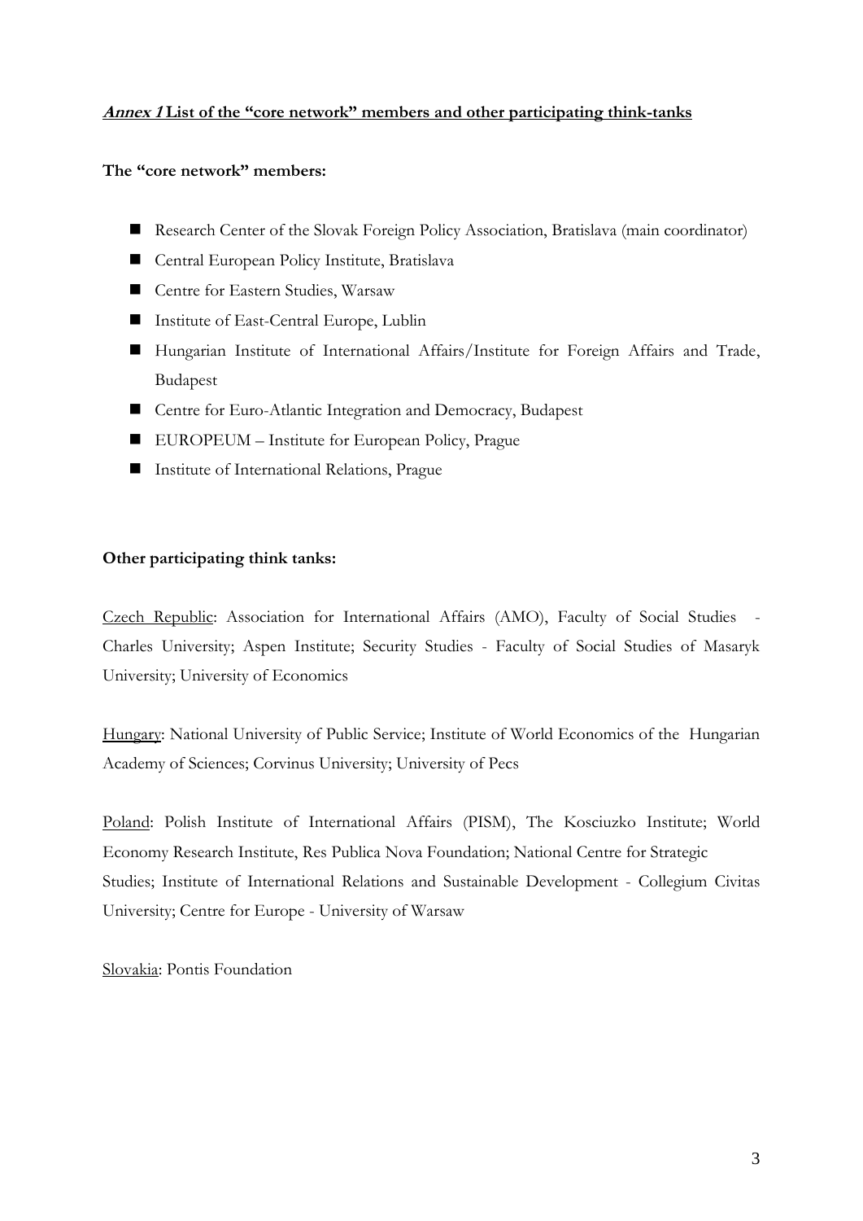***Annex 1* List of the "core network" members and other participating think-tanks**

**The "core network" members:**

- Research Center of the Slovak Foreign Policy Association, Bratislava (main coordinator)
- Central European Policy Institute, Bratislava
- Centre for Eastern Studies, Warsaw
- Institute of East-Central Europe, Lublin
- Hungarian Institute of International Affairs/Institute for Foreign Affairs and Trade, Budapest
- Centre for Euro-Atlantic Integration and Democracy, Budapest
- EUROPEUM – Institute for European Policy, Prague
- Institute of International Relations, Prague

**Other participating think tanks:**

Czech Republic: Association for International Affairs (AMO), Faculty of Social Studies - Charles University; Aspen Institute; Security Studies - Faculty of Social Studies of Masaryk University; University of Economics

Hungary: National University of Public Service; Institute of World Economics of the Hungarian Academy of Sciences; Corvinus University; University of Pecs

Poland: Polish Institute of International Affairs (PISM), The Kosciuzko Institute; World Economy Research Institute, Res Publica Nova Foundation; National Centre for Strategic Studies; Institute of International Relations and Sustainable Development - Collegium Civitas University; Centre for Europe - University of Warsaw

Slovakia: Pontis Foundation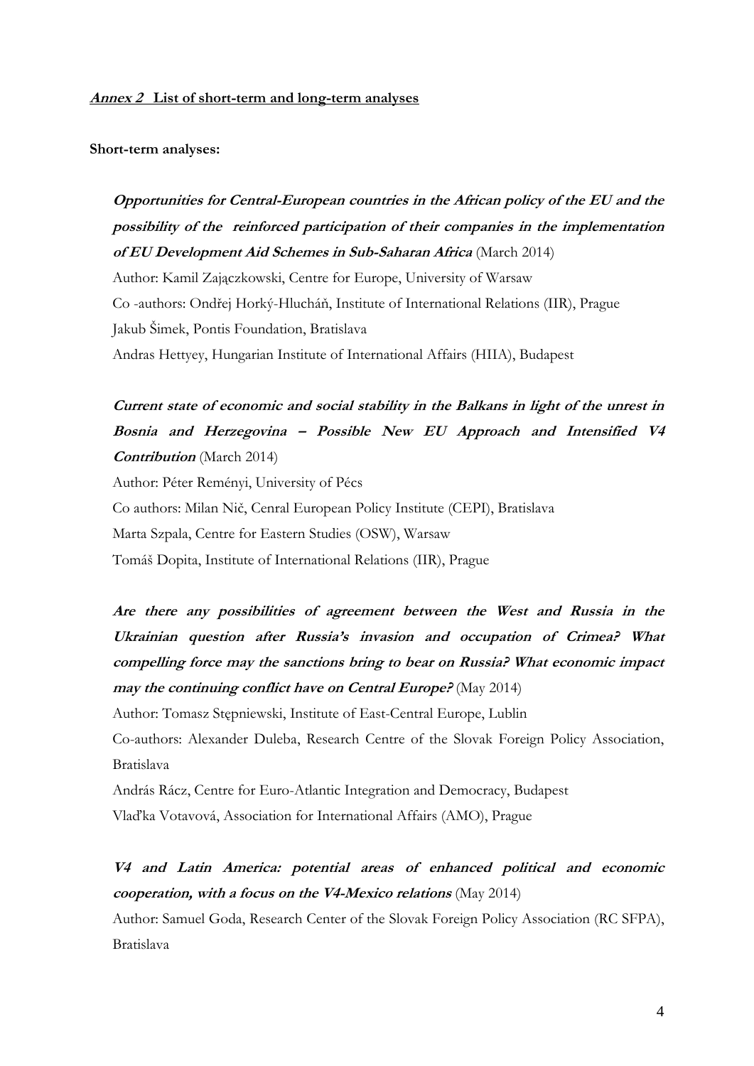**_Annex 2_ List of short-term and long-term analyses**

**Short-term analyses:**

***Opportunities for Central-European countries in the African policy of the EU and the possibility of the reinforced participation of their companies in the implementation of EU Development Aid Schemes in Sub-Saharan Africa*** (March 2014)
Author: Kamil Zajączkowski, Centre for Europe, University of Warsaw
Co -authors: Ondřej Horký-Hlucháň, Institute of International Relations (IIR), Prague
Jakub Šimek, Pontis Foundation, Bratislava
Andras Hettyey, Hungarian Institute of International Affairs (HIIA), Budapest

***Current state of economic and social stability in the Balkans in light of the unrest in Bosnia and Herzegovina – Possible New EU Approach and Intensified V4 Contribution*** (March 2014)
Author: Péter Reményi, University of Pécs
Co authors: Milan Nič, Cenral European Policy Institute (CEPI), Bratislava
Marta Szpala, Centre for Eastern Studies (OSW), Warsaw
Tomáš Dopita, Institute of International Relations (IIR), Prague

***Are there any possibilities of agreement between the West and Russia in the Ukrainian question after Russia's invasion and occupation of Crimea? What compelling force may the sanctions bring to bear on Russia? What economic impact may the continuing conflict have on Central Europe?*** (May 2014)
Author: Tomasz Stępniewski, Institute of East-Central Europe, Lublin
Co-authors: Alexander Duleba, Research Centre of the Slovak Foreign Policy Association, Bratislava
András Rácz, Centre for Euro-Atlantic Integration and Democracy, Budapest
Vlaďka Votavová, Association for International Affairs (AMO), Prague

***V4 and Latin America: potential areas of enhanced political and economic cooperation, with a focus on the V4-Mexico relations*** (May 2014)
Author: Samuel Goda, Research Center of the Slovak Foreign Policy Association (RC SFPA), Bratislava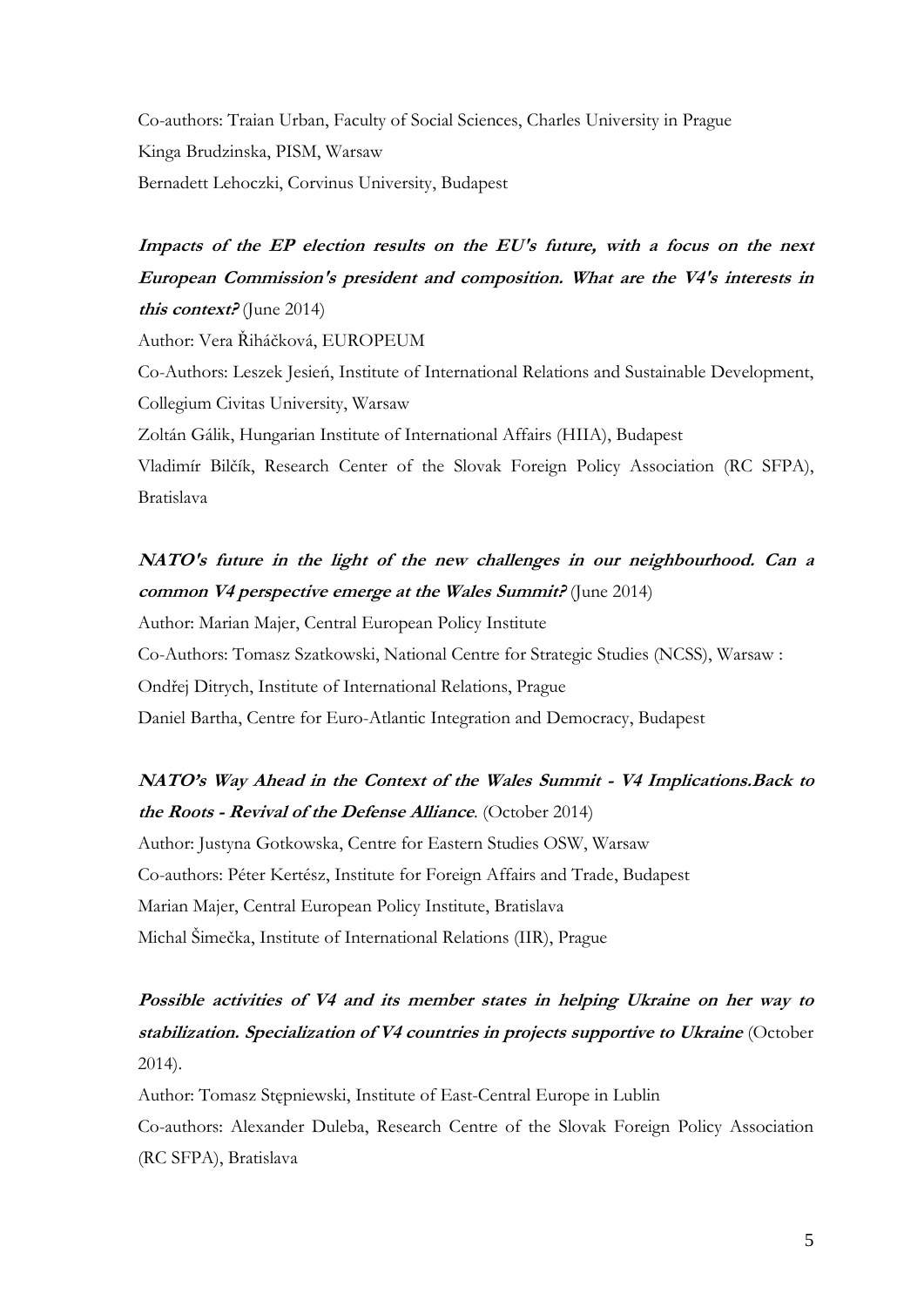Co-authors: Traian Urban, Faculty of Social Sciences, Charles University in Prague
Kinga Brudzinska, PISM, Warsaw
Bernadett Lehoczki, Corvinus University, Budapest

***Impacts of the EP election results on the EU's future, with a focus on the next European Commission's president and composition. What are the V4's interests in this context?*** (June 2014)
Author: Vera Řiháčková, EUROPEUM
Co-Authors: Leszek Jesień, Institute of International Relations and Sustainable Development, Collegium Civitas University, Warsaw
Zoltán Gálik, Hungarian Institute of International Affairs (HIIA), Budapest
Vladimír Bilčík, Research Center of the Slovak Foreign Policy Association (RC SFPA), Bratislava

***NATO's future in the light of the new challenges in our neighbourhood. Can a common V4 perspective emerge at the Wales Summit?*** (June 2014)
Author: Marian Majer, Central European Policy Institute
Co-Authors: Tomasz Szatkowski, National Centre for Strategic Studies (NCSS), Warsaw :
Ondřej Ditrych, Institute of International Relations, Prague
Daniel Bartha, Centre for Euro-Atlantic Integration and Democracy, Budapest

***NATO's Way Ahead in the Context of the Wales Summit - V4 Implications.Back to the Roots - Revival of the Defense Alliance***. (October 2014)
Author: Justyna Gotkowska, Centre for Eastern Studies OSW, Warsaw
Co-authors: Péter Kertész, Institute for Foreign Affairs and Trade, Budapest
Marian Majer, Central European Policy Institute, Bratislava
Michal Šimečka, Institute of International Relations (IIR), Prague

***Possible activities of V4 and its member states in helping Ukraine on her way to stabilization. Specialization of V4 countries in projects supportive to Ukraine*** (October 2014).
Author: Tomasz Stępniewski, Institute of East-Central Europe in Lublin
Co-authors: Alexander Duleba, Research Centre of the Slovak Foreign Policy Association (RC SFPA), Bratislava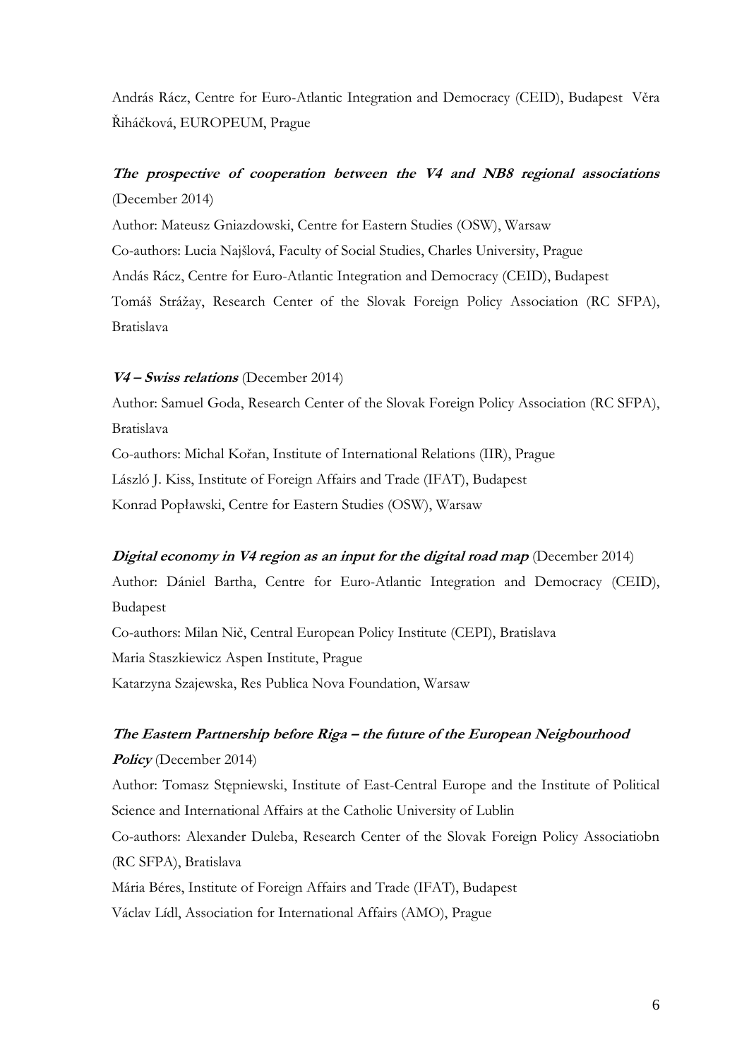András Rácz, Centre for Euro-Atlantic Integration and Democracy (CEID), Budapest Věra Řiháčková, EUROPEUM, Prague

***The prospective of cooperation between the V4 and NB8 regional associations*** (December 2014)

Author: Mateusz Gniazdowski, Centre for Eastern Studies (OSW), Warsaw

Co-authors: Lucia Najšlová, Faculty of Social Studies, Charles University, Prague

Andás Rácz, Centre for Euro-Atlantic Integration and Democracy (CEID), Budapest

Tomáš Strážay, Research Center of the Slovak Foreign Policy Association (RC SFPA), Bratislava

***V4 – Swiss relations*** (December 2014)

Author: Samuel Goda, Research Center of the Slovak Foreign Policy Association (RC SFPA), Bratislava

Co-authors: Michal Kořan, Institute of International Relations (IIR), Prague

László J. Kiss, Institute of Foreign Affairs and Trade (IFAT), Budapest

Konrad Popławski, Centre for Eastern Studies (OSW), Warsaw

***Digital economy in V4 region as an input for the digital road map*** (December 2014)

Author: Dániel Bartha, Centre for Euro-Atlantic Integration and Democracy (CEID), Budapest

Co-authors: Milan Nič, Central European Policy Institute (CEPI), Bratislava

Maria Staszkiewicz Aspen Institute, Prague

Katarzyna Szajewska, Res Publica Nova Foundation, Warsaw

***The Eastern Partnership before Riga – the future of the European Neigbourhood Policy*** (December 2014)

Author: Tomasz Stępniewski, Institute of East-Central Europe and the Institute of Political Science and International Affairs at the Catholic University of Lublin

Co-authors: Alexander Duleba, Research Center of the Slovak Foreign Policy Associatiobn (RC SFPA), Bratislava

Mária Béres, Institute of Foreign Affairs and Trade (IFAT), Budapest

Václav Lídl, Association for International Affairs (AMO), Prague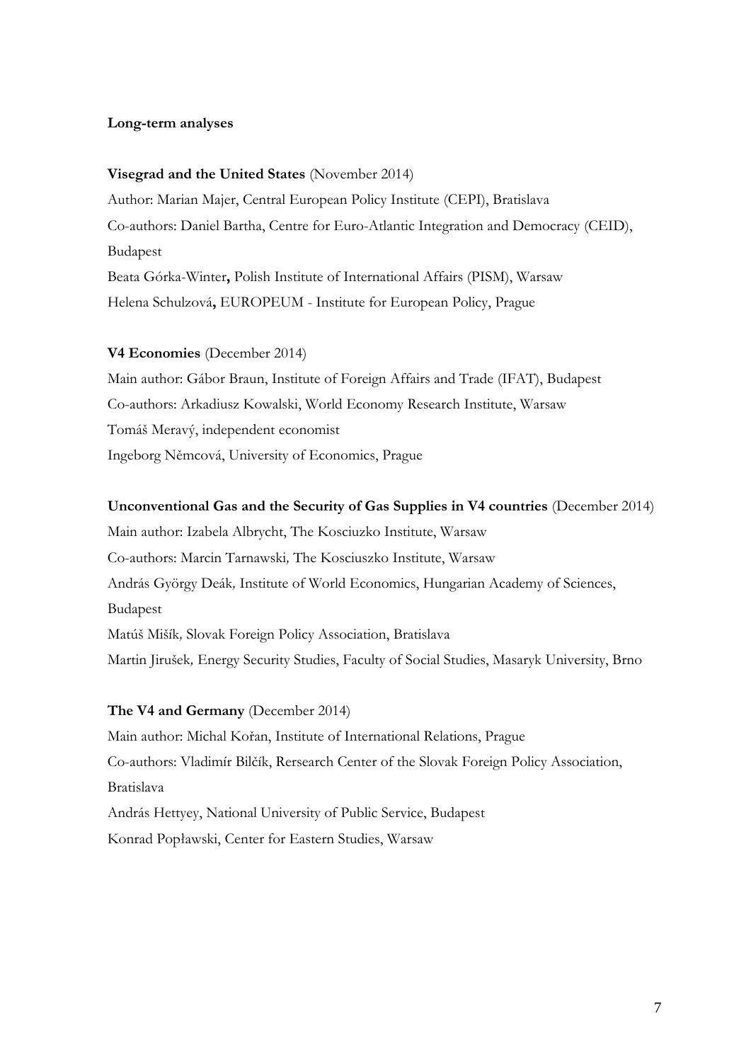**Long-term analyses**

**Visegrad and the United States** (November 2014)
Author: Marian Majer, Central European Policy Institute (CEPI), Bratislava
Co-authors: Daniel Bartha, Centre for Euro-Atlantic Integration and Democracy (CEID), Budapest
Beata Górka-Winter**,** Polish Institute of International Affairs (PISM), Warsaw
Helena Schulzová**,** EUROPEUM - Institute for European Policy, Prague

**V4 Economies** (December 2014)
Main author: Gábor Braun, Institute of Foreign Affairs and Trade (IFAT), Budapest
Co-authors: Arkadiusz Kowalski, World Economy Research Institute, Warsaw
Tomáš Meravý, independent economist
Ingeborg Němcová, University of Economics, Prague

**Unconventional Gas and the Security of Gas Supplies in V4 countries** (December 2014)
Main author: Izabela Albrycht, The Kosciuzko Institute, Warsaw
Co-authors: Marcin Tarnawski*,* The Kosciuszko Institute, Warsaw
András György Deák*,* Institute of World Economics, Hungarian Academy of Sciences, Budapest
Matúš Mišík*,* Slovak Foreign Policy Association, Bratislava
Martin Jirušek*,* Energy Security Studies, Faculty of Social Studies, Masaryk University, Brno

**The V4 and Germany** (December 2014)
Main author: Michal Kořan, Institute of International Relations, Prague
Co-authors: Vladimír Bilčík, Rersearch Center of the Slovak Foreign Policy Association, Bratislava
András Hettyey, National University of Public Service, Budapest
Konrad Popławski, Center for Eastern Studies, Warsaw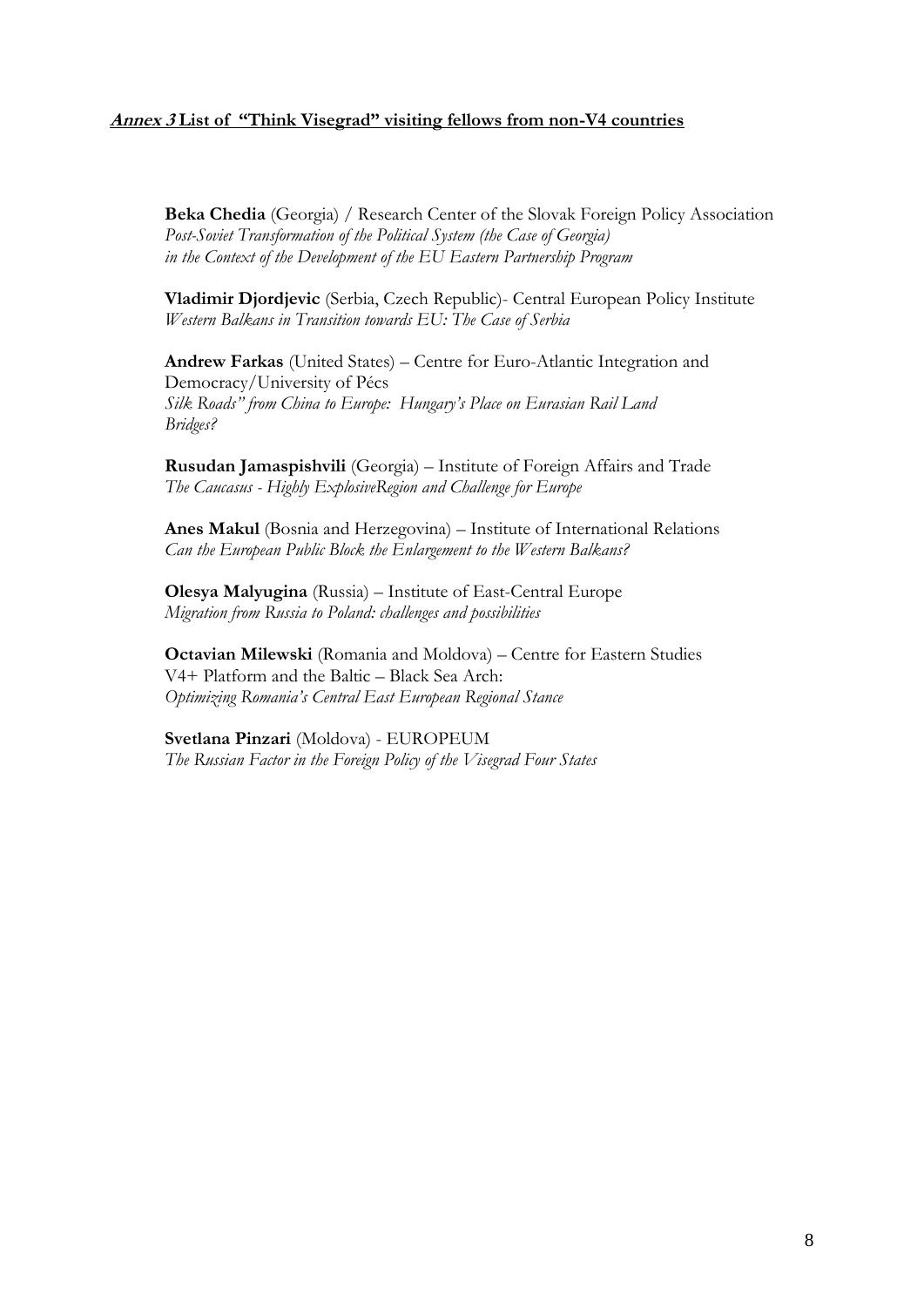***Annex 3* List of "Think Visegrad" visiting fellows from non-V4 countries**

**Beka Chedia** (Georgia) / Research Center of the Slovak Foreign Policy Association
*Post-Soviet Transformation of the Political System (the Case of Georgia) in the Context of the Development of the EU Eastern Partnership Program*

**Vladimir Djordjevic** (Serbia, Czech Republic)- Central European Policy Institute
*Western Balkans in Transition towards EU: The Case of Serbia*

**Andrew Farkas** (United States) – Centre for Euro-Atlantic Integration and Democracy/University of Pécs
*Silk Roads" from China to Europe: Hungary's Place on Eurasian Rail Land Bridges?*

**Rusudan Jamaspishvili** (Georgia) – Institute of Foreign Affairs and Trade
*The Caucasus - Highly ExplosiveRegion and Challenge for Europe*

**Anes Makul** (Bosnia and Herzegovina) – Institute of International Relations
*Can the European Public Block the Enlargement to the Western Balkans?*

**Olesya Malyugina** (Russia) – Institute of East-Central Europe
*Migration from Russia to Poland: challenges and possibilities*

**Octavian Milewski** (Romania and Moldova) – Centre for Eastern Studies
V4+ Platform and the Baltic – Black Sea Arch:
*Optimizing Romania's Central East European Regional Stance*

**Svetlana Pinzari** (Moldova) - EUROPEUM
*The Russian Factor in the Foreign Policy of the Visegrad Four States*